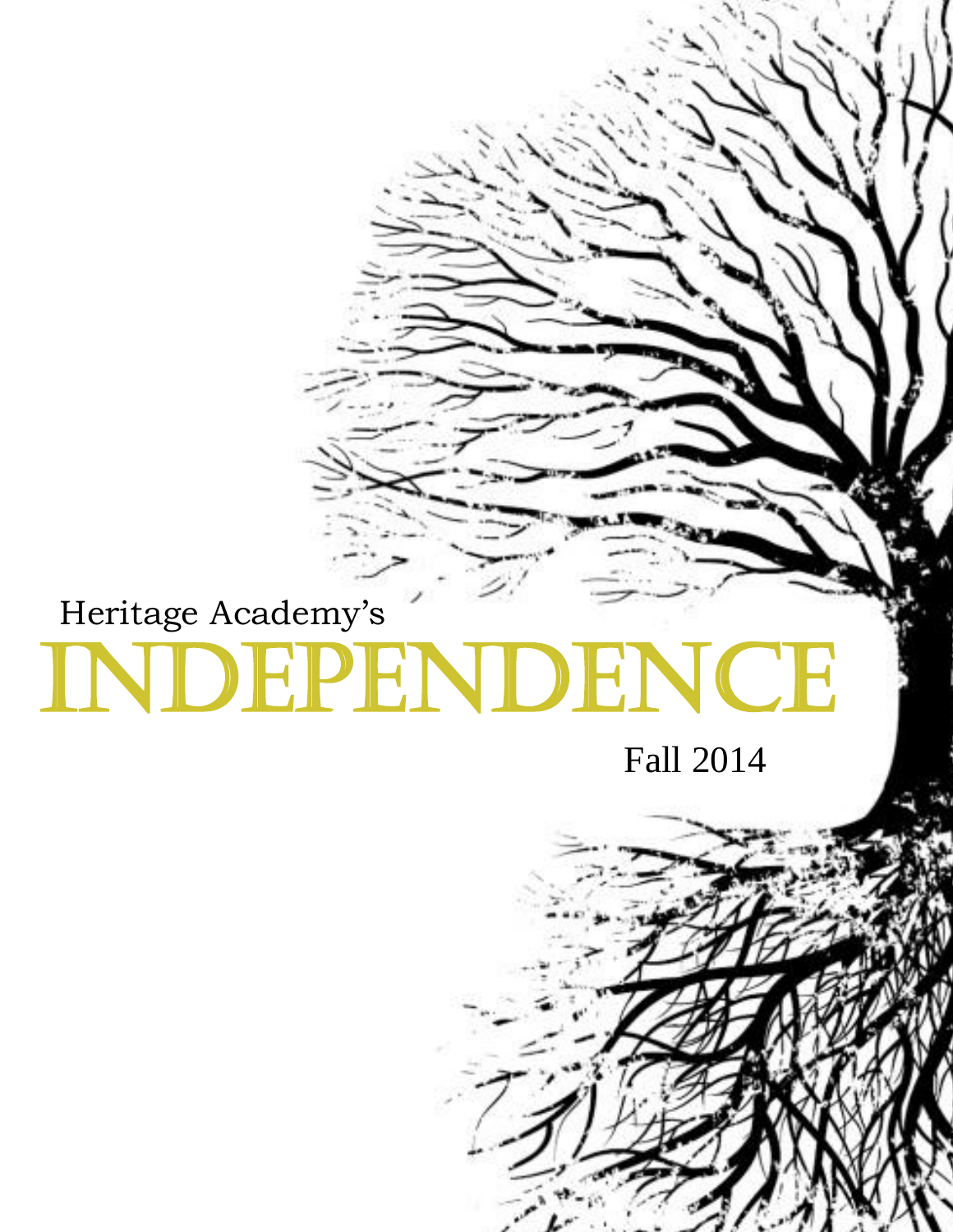Heritage Academy's

# INDEPENDENCE

Fall 2014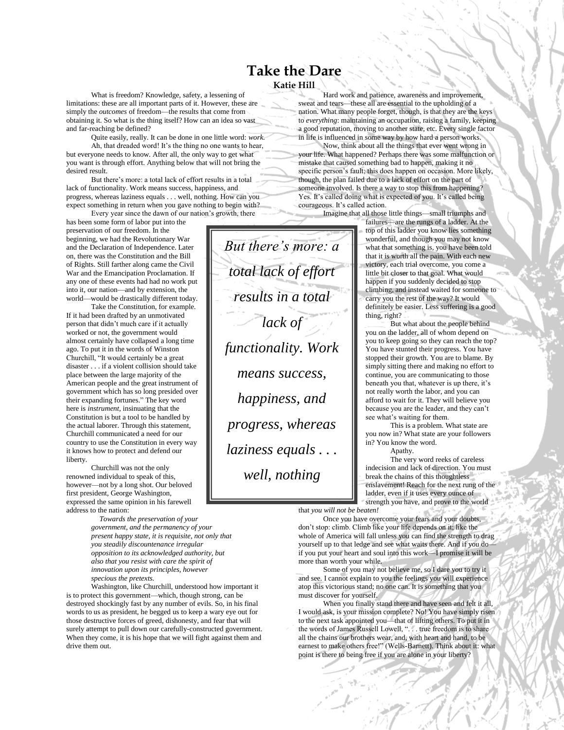# Take the Dare

**Katie Hill**

What is freedom? Knowledge, safety, a lessening of limitations: these are all important parts of it. However, these are simply the *outcomes* of freedom—the results that come from obtaining it. So what is the thing itself? How can an idea so vast and far-reaching be defined?

Quite easily, really. It can be done in one little word: *work.*

Ah, that dreaded word! It's the thing no one wants to hear, but everyone needs to know. After all, the only way to get what you want is through effort. Anything below that will not bring the desired result.

But there's more: a total lack of effort results in a total lack of functionality. Work means success, happiness, and progress, whereas laziness equals . . . well, nothing. How can you expect something in return when you gave nothing to begin with?

Every year since the dawn of our nation's growth, there has been some form of labor put into the preservation of our freedom. In the beginning, we had the Revolutionary War and the Declaration of Independence. Later on, there was the Constitution and the Bill of Rights. Still farther along came the Civil War and the Emancipation Proclamation. If any one of these events had had no work put into it, our nation—and by extension, the world—would be drastically different today.

Take the Constitution, for example. If it had been drafted by an unmotivated person that didn't much care if it actually worked or not, the government would almost certainly have collapsed a long time ago. To put it in the words of Winston Churchill, "It would certainly be a great disaster . . . if a violent collision should take place between the large majority of the American people and the great instrument of government which has so long presided over their expanding fortunes." The key word here is *instrument*, insinuating that the Constitution is but a tool to be handled by the actual laborer. Through this statement, Churchill communicated a need for our country to use the Constitution in every way it knows how to protect and defend our liberty.

Churchill was not the only renowned individual to speak of this, however—not by a long shot. Our beloved first president, George Washington, expressed the same opinion in his farewell address to the nation:

> *Towards the preservation of your government, and the permanency of your present happy state, it is requisite, not only that you steadily discountenance irregular opposition to its acknowledged authority, but also that you resist with care the spirit of innovation upon its principles, however specious the pretexts.*

Washington, like Churchill, understood how important it is to protect this government—which, though strong, can be destroyed shockingly fast by any number of evils. So, in his final words to us as president, he begged us to keep a wary eye out for those destructive forces of greed, dishonesty, and fear that will surely attempt to pull down our carefully-constructed government. When they come, it is his hope that we will fight against them and drive them out.

Hard work and patience, awareness and improvement, sweat and tears—these all are essential to the upholding of a nation. What many people forget, though, is that they are the keys to *everything*: maintaining an occupation, raising a family, keeping a good reputation, moving to another state, etc. Every single factor in life is influenced in some way by how hard a person works.

Now, think about all the things that ever went wrong in your life. What happened? Perhaps there was some malfunction or mistake that caused something bad to happen, making it no specific person's fault; this does happen on occasion. More likely, though, the plan failed due to a lack of effort on the part of someone involved. Is there a way to stop this from happening? Yes. It's called doing what is expected of you. It's called being courageous. It's called action.

Imagine that all those little things—small triumphs and failures—are the rungs of a ladder. At the top of this ladder you know lies something wonderful, and though you may not know what that something is, you have been told that it is worth all the pain. With each new victory, each trial overcome, you come a little bit closer to that goal. What would happen if you suddenly decided to stop climbing, and instead waited for someone to carry you the rest of the way? It would definitely be easier. Less suffering is a good thing, right?

But what about the people behind you on the ladder, all of whom depend on you to keep going so they can reach the top? You have stunted their progress. You have stopped their growth. You are to blame. By simply sitting there and making no effort to continue, you are communicating to those beneath you that, whatever is up there, it's not really worth the labor, and you can afford to wait for it. They will believe you because you are the leader, and they can't see what's waiting for them.

This is a problem. What state are you now in? What state are your followers in? You know the word.

Apathy.

The very word reeks of careless indecision and lack of direction. You must break the chains of this thoughtless enslavement! Reach for the next rung of the ladder, even if it uses every ounce of strength you have, and prove to the world that *you will not be beaten!*

> *But there's more: a total lack of effort results in a total lack of functionality. Work means success, happiness, and progress, whereas laziness equals . . . well, nothing*

Once you have overcome your fears and your doubts, don't stop: climb. Climb like your life depends on it; like the whole of America will fall unless you can find the strength to drag yourself up to that ledge and see what waits there. And if you do—if you put your heart and soul into this work—I promise it will be more than worth your while.

Some of you may not believe me, so I dare you to try it and see. I cannot explain to you the feelings you will experience atop this victorious stand; no one can. It is something that you must discover for yourself.

When you finally stand there and have seen and felt it all, I would ask, is your mission complete? No! You have simply risen to the next task appointed you—that of lifting others. To put it in the words of James Russell Lowell, ". . . true freedom is to share all the chains our brothers wear, and, with heart and hand, to be earnest to make others free!" (Wells-Barnett). Think about it: what point is there to being free if you are alone in your liberty?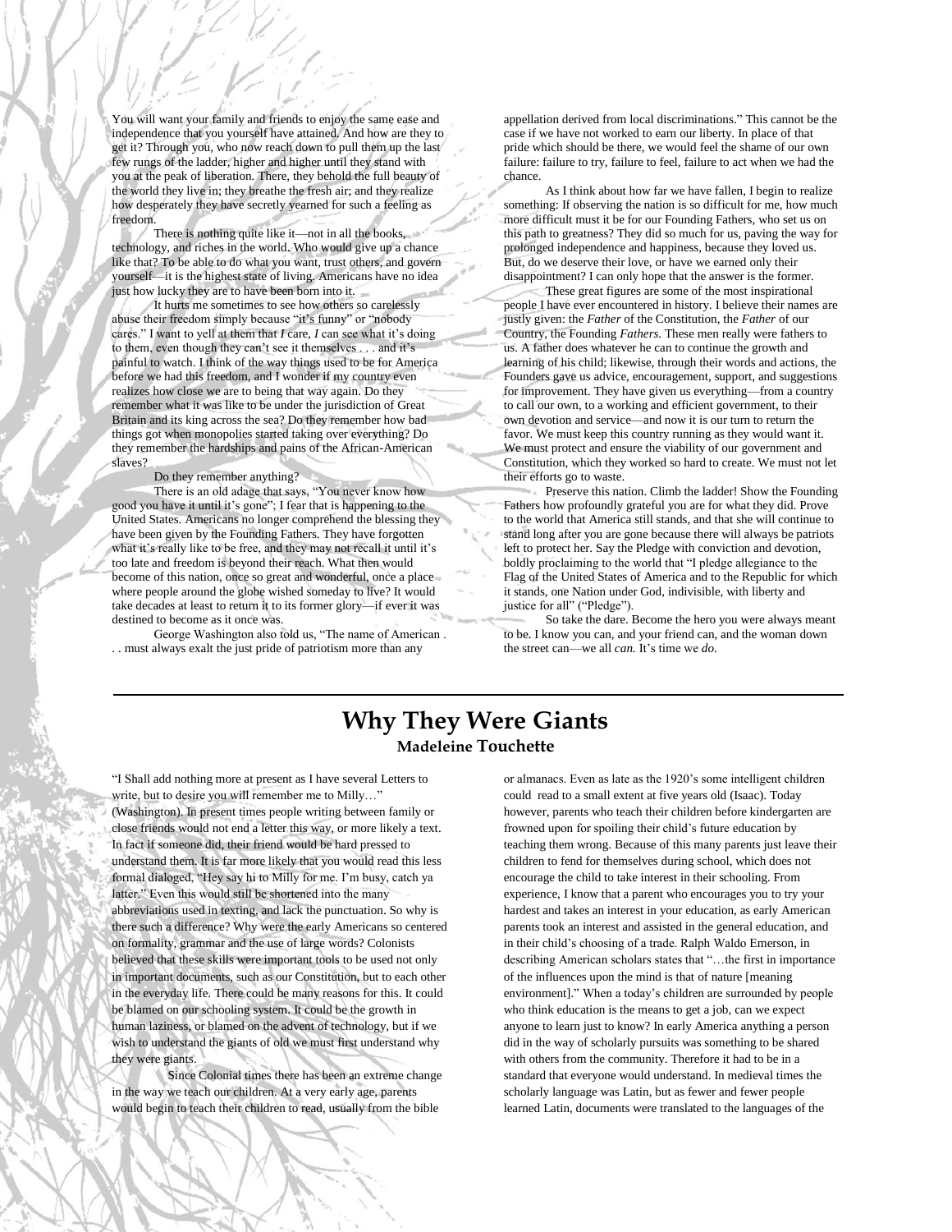You will want your family and friends to enjoy the same ease and independence that you yourself have attained. And how are they to get it? Through you, who now reach down to pull them up the last few rungs of the ladder, higher and higher until they stand with you at the peak of liberation. There, they behold the full beauty of the world they live in; they breathe the fresh air; and they realize how desperately they have secretly yearned for such a feeling as freedom.

There is nothing quite like it—not in all the books, technology, and riches in the world. Who would give up a chance like that? To be able to do what you want, trust others, and govern yourself—it is the highest state of living. Americans have no idea just how lucky they are to have been born into it.

It hurts me sometimes to see how others so carelessly abuse their freedom simply because "it's funny" or "nobody cares." I want to yell at them that *I* care, *I* can see what it's doing to them, even though they can't see it themselves . . . and it's painful to watch. I think of the way things used to be for America before we had this freedom, and I wonder if my country even realizes how close we are to being that way again. Do they remember what it was like to be under the jurisdiction of Great Britain and its king across the sea? Do they remember how bad things got when monopolies started taking over everything? Do they remember the hardships and pains of the African-American slaves?

Do they remember anything?

There is an old adage that says, "You never know how good you have it until it's gone"; I fear that is happening to the United States. Americans no longer comprehend the blessing they have been given by the Founding Fathers. They have forgotten what it's really like to be free, and they may not recall it until it's too late and freedom is beyond their reach. What then would become of this nation, once so great and wonderful, once a place where people around the globe wished someday to live? It would take decades at least to return it to its former glory—if ever it was destined to become as it once was.

George Washington also told us, "The name of American . . . must always exalt the just pride of patriotism more than any appellation derived from local discriminations." This cannot be the case if we have not worked to earn our liberty. In place of that pride which should be there, we would feel the shame of our own failure: failure to try, failure to feel, failure to act when we had the chance.

As I think about how far we have fallen, I begin to realize something: If observing the nation is so difficult for me, how much more difficult must it be for our Founding Fathers, who set us on this path to greatness? They did so much for us, paving the way for prolonged independence and happiness, because they loved us. But, do we deserve their love, or have we earned only their disappointment? I can only hope that the answer is the former.

These great figures are some of the most inspirational people I have ever encountered in history. I believe their names are justly given: the *Father* of the Constitution, the *Father* of our Country, the Founding *Fathers.* These men really were fathers to us. A father does whatever he can to continue the growth and learning of his child; likewise, through their words and actions, the Founders gave us advice, encouragement, support, and suggestions for improvement. They have given us everything—from a country to call our own, to a working and efficient government, to their own devotion and service—and now it is our turn to return the favor. We must keep this country running as they would want it. We must protect and ensure the viability of our government and Constitution, which they worked so hard to create. We must not let their efforts go to waste.

Preserve this nation. Climb the ladder! Show the Founding Fathers how profoundly grateful you are for what they did. Prove to the world that America still stands, and that she will continue to stand long after you are gone because there will always be patriots left to protect her. Say the Pledge with conviction and devotion, boldly proclaiming to the world that "I pledge allegiance to the Flag of the United States of America and to the Republic for which it stands, one Nation under God, indivisible, with liberty and justice for all" ("Pledge").

So take the dare. Become the hero you were always meant to be. I know you can, and your friend can, and the woman down the street can—we all *can.* It's time we *do.*

---

# Why They Were Giants

**Madeleine Touchette**

"I Shall add nothing more at present as I have several Letters to write, but to desire you will remember me to Milly…" (Washington). In present times people writing between family or close friends would not end a letter this way, or more likely a text. In fact if someone did, their friend would be hard pressed to understand them. It is far more likely that you would read this less formal dialoged, "Hey say hi to Milly for me. I'm busy, catch ya latter." Even this would still be shortened into the many abbreviations used in texting, and lack the punctuation. So why is there such a difference? Why were the early Americans so centered on formality, grammar and the use of large words? Colonists believed that these skills were important tools to be used not only in important documents, such as our Constitution, but to each other in the everyday life. There could be many reasons for this. It could be blamed on our schooling system. It could be the growth in human laziness, or blamed on the advent of technology, but if we wish to understand the giants of old we must first understand why they were giants.

Since Colonial times there has been an extreme change in the way we teach our children. At a very early age, parents would begin to teach their children to read, usually from the bible or almanacs. Even as late as the 1920's some intelligent children could read to a small extent at five years old (Isaac). Today however, parents who teach their children before kindergarten are frowned upon for spoiling their child's future education by teaching them wrong. Because of this many parents just leave their children to fend for themselves during school, which does not encourage the child to take interest in their schooling. From experience, I know that a parent who encourages you to try your hardest and takes an interest in your education, as early American parents took an interest and assisted in the general education, and in their child's choosing of a trade. Ralph Waldo Emerson, in describing American scholars states that "…the first in importance of the influences upon the mind is that of nature [meaning environment]." When a today's children are surrounded by people who think education is the means to get a job, can we expect anyone to learn just to know? In early America anything a person did in the way of scholarly pursuits was something to be shared with others from the community. Therefore it had to be in a standard that everyone would understand. In medieval times the scholarly language was Latin, but as fewer and fewer people learned Latin, documents were translated to the languages of the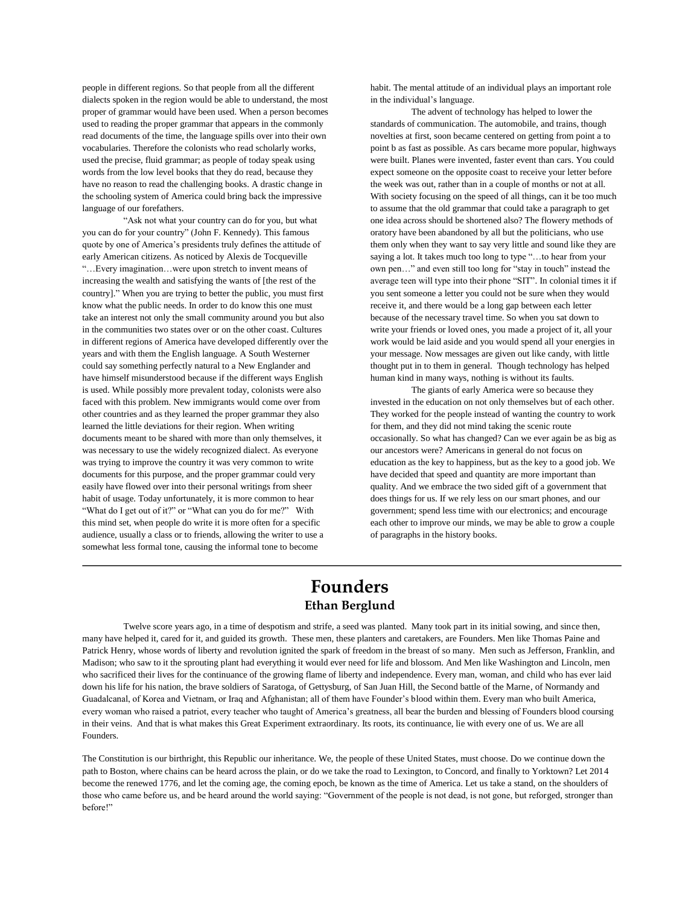people in different regions. So that people from all the different dialects spoken in the region would be able to understand, the most proper of grammar would have been used. When a person becomes used to reading the proper grammar that appears in the commonly read documents of the time, the language spills over into their own vocabularies. Therefore the colonists who read scholarly works, used the precise, fluid grammar; as people of today speak using words from the low level books that they do read, because they have no reason to read the challenging books. A drastic change in the schooling system of America could bring back the impressive language of our forefathers.

"Ask not what your country can do for you, but what you can do for your country" (John F. Kennedy). This famous quote by one of America's presidents truly defines the attitude of early American citizens. As noticed by Alexis de Tocqueville "…Every imagination…were upon stretch to invent means of increasing the wealth and satisfying the wants of [the rest of the country]." When you are trying to better the public, you must first know what the public needs. In order to do know this one must take an interest not only the small community around you but also in the communities two states over or on the other coast. Cultures in different regions of America have developed differently over the years and with them the English language. A South Westerner could say something perfectly natural to a New Englander and have himself misunderstood because if the different ways English is used. While possibly more prevalent today, colonists were also faced with this problem. New immigrants would come over from other countries and as they learned the proper grammar they also learned the little deviations for their region. When writing documents meant to be shared with more than only themselves, it was necessary to use the widely recognized dialect. As everyone was trying to improve the country it was very common to write documents for this purpose, and the proper grammar could very easily have flowed over into their personal writings from sheer habit of usage. Today unfortunately, it is more common to hear "What do I get out of it?" or "What can you do for me?" With this mind set, when people do write it is more often for a specific audience, usually a class or to friends, allowing the writer to use a somewhat less formal tone, causing the informal tone to become habit. The mental attitude of an individual plays an important role in the individual's language.

The advent of technology has helped to lower the standards of communication. The automobile, and trains, though novelties at first, soon became centered on getting from point a to point b as fast as possible. As cars became more popular, highways were built. Planes were invented, faster event than cars. You could expect someone on the opposite coast to receive your letter before the week was out, rather than in a couple of months or not at all. With society focusing on the speed of all things, can it be too much to assume that the old grammar that could take a paragraph to get one idea across should be shortened also? The flowery methods of oratory have been abandoned by all but the politicians, who use them only when they want to say very little and sound like they are saying a lot. It takes much too long to type "…to hear from your own pen…" and even still too long for "stay in touch" instead the average teen will type into their phone "SIT". In colonial times it if you sent someone a letter you could not be sure when they would receive it, and there would be a long gap between each letter because of the necessary travel time. So when you sat down to write your friends or loved ones, you made a project of it, all your work would be laid aside and you would spend all your energies in your message. Now messages are given out like candy, with little thought put in to them in general. Though technology has helped human kind in many ways, nothing is without its faults.

The giants of early America were so because they invested in the education on not only themselves but of each other. They worked for the people instead of wanting the country to work for them, and they did not mind taking the scenic route occasionally. So what has changed? Can we ever again be as big as our ancestors were? Americans in general do not focus on education as the key to happiness, but as the key to a good job. We have decided that speed and quantity are more important than quality. And we embrace the two sided gift of a government that does things for us. If we rely less on our smart phones, and our government; spend less time with our electronics; and encourage each other to improve our minds, we may be able to grow a couple of paragraphs in the history books.

---

# Founders

## Ethan Berglund

Twelve score years ago, in a time of despotism and strife, a seed was planted. Many took part in its initial sowing, and since then, many have helped it, cared for it, and guided its growth. These men, these planters and caretakers, are Founders. Men like Thomas Paine and Patrick Henry, whose words of liberty and revolution ignited the spark of freedom in the breast of so many. Men such as Jefferson, Franklin, and Madison; who saw to it the sprouting plant had everything it would ever need for life and blossom. And Men like Washington and Lincoln, men who sacrificed their lives for the continuance of the growing flame of liberty and independence. Every man, woman, and child who has ever laid down his life for his nation, the brave soldiers of Saratoga, of Gettysburg, of San Juan Hill, the Second battle of the Marne, of Normandy and Guadalcanal, of Korea and Vietnam, or Iraq and Afghanistan; all of them have Founder's blood within them. Every man who built America, every woman who raised a patriot, every teacher who taught of America's greatness, all bear the burden and blessing of Founders blood coursing in their veins. And that is what makes this Great Experiment extraordinary. Its roots, its continuance, lie with every one of us. We are all Founders.

The Constitution is our birthright, this Republic our inheritance. We, the people of these United States, must choose. Do we continue down the path to Boston, where chains can be heard across the plain, or do we take the road to Lexington, to Concord, and finally to Yorktown? Let 2014 become the renewed 1776, and let the coming age, the coming epoch, be known as the time of America. Let us take a stand, on the shoulders of those who came before us, and be heard around the world saying: "Government of the people is not dead, is not gone, but reforged, stronger than before!"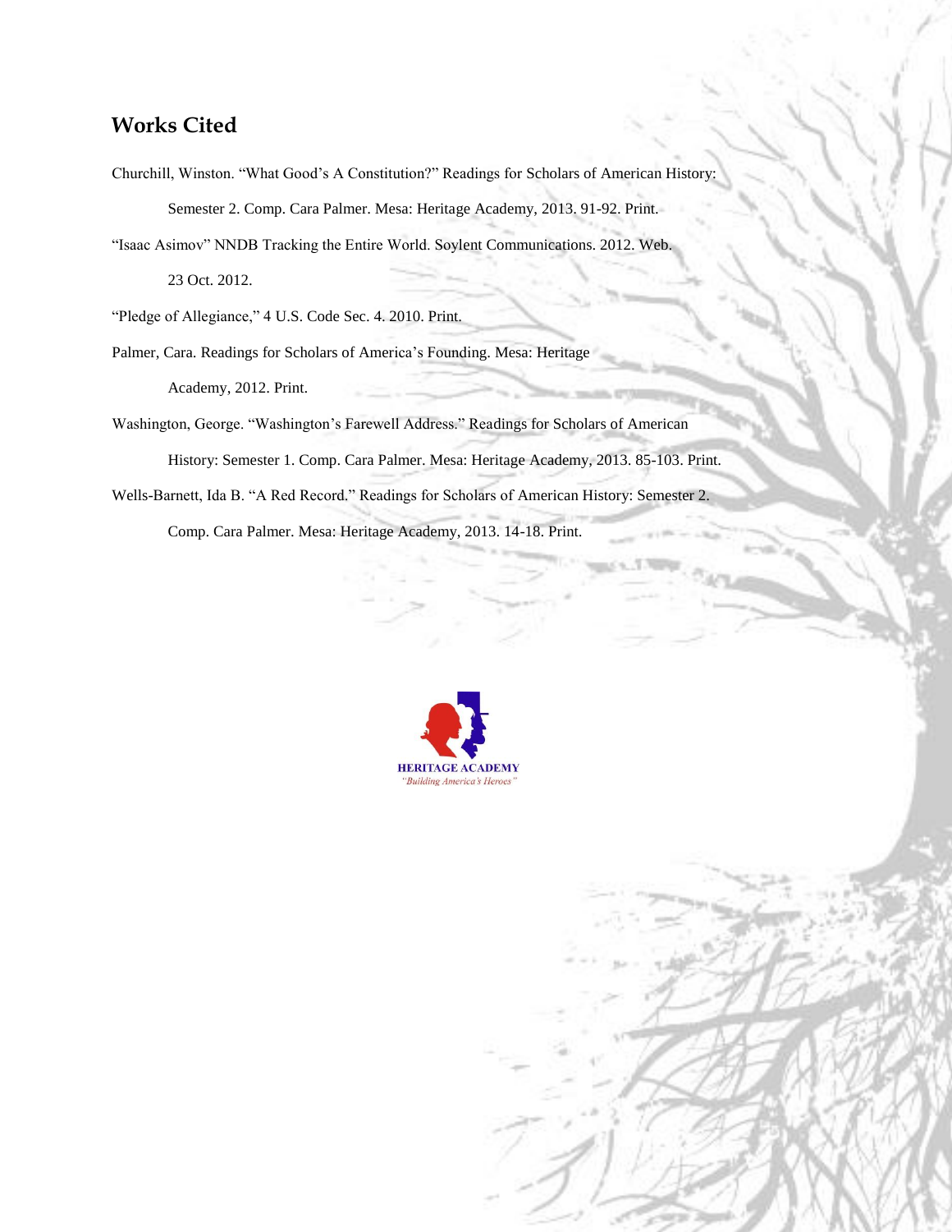## Works Cited

Churchill, Winston. "What Good's A Constitution?" Readings for Scholars of American History: Semester 2. Comp. Cara Palmer. Mesa: Heritage Academy, 2013. 91-92. Print.

"Isaac Asimov" NNDB Tracking the Entire World. Soylent Communications. 2012. Web. 23 Oct. 2012.

"Pledge of Allegiance," 4 U.S. Code Sec. 4. 2010. Print.

Palmer, Cara. Readings for Scholars of America's Founding. Mesa: Heritage Academy, 2012. Print.

Washington, George. "Washington's Farewell Address." Readings for Scholars of American History: Semester 1. Comp. Cara Palmer. Mesa: Heritage Academy, 2013. 85-103. Print.

Wells-Barnett, Ida B. "A Red Record." Readings for Scholars of American History: Semester 2. Comp. Cara Palmer. Mesa: Heritage Academy, 2013. 14-18. Print.

HERITAGE ACADEMY

*"Building America's Heroes"*